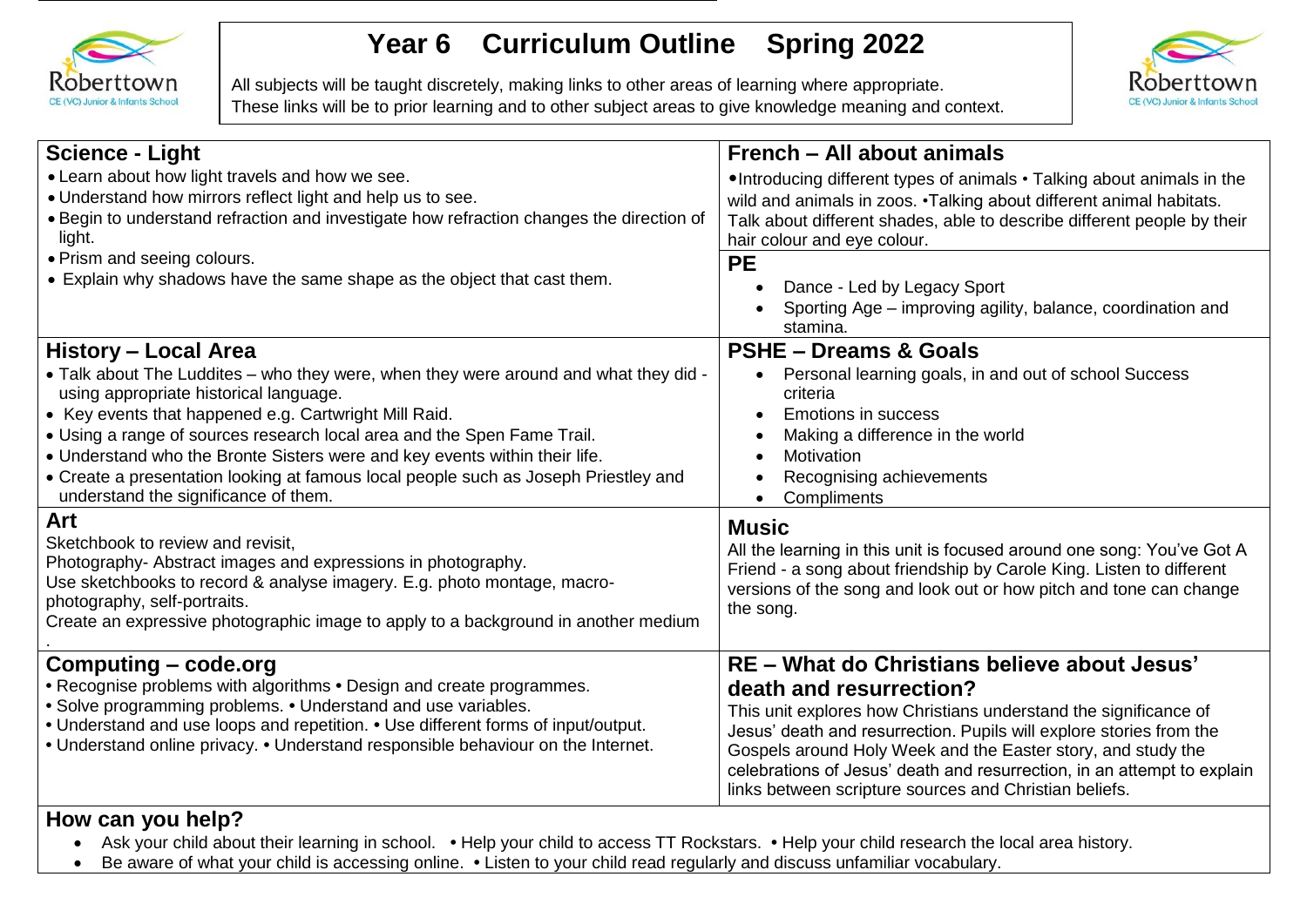# Year 6 Curriculum Outline Spring 2022

All subjects will be taught discretely, making links to other areas of learning where appropriate.
These links will be to prior learning and to other subject areas to give knowledge meaning and context.

## Science - Light

- Learn about how light travels and how we see.
- Understand how mirrors reflect light and help us to see.
- Begin to understand refraction and investigate how refraction changes the direction of light.
- Prism and seeing colours.
- Explain why shadows have the same shape as the object that cast them.

## French – All about animals

•Introducing different types of animals • Talking about animals in the wild and animals in zoos. •Talking about different animal habitats. Talk about different shades, able to describe different people by their hair colour and eye colour.

## PE

- Dance - Led by Legacy Sport
- Sporting Age – improving agility, balance, coordination and stamina.

## History – Local Area

- Talk about The Luddites – who they were, when they were around and what they did - using appropriate historical language.
- Key events that happened e.g. Cartwright Mill Raid.
- Using a range of sources research local area and the Spen Fame Trail.
- Understand who the Bronte Sisters were and key events within their life.
- Create a presentation looking at famous local people such as Joseph Priestley and understand the significance of them.

## PSHE – Dreams & Goals

- Personal learning goals, in and out of school Success criteria
- Emotions in success
- Making a difference in the world
- Motivation
- Recognising achievements
- Compliments

## Art

Sketchbook to review and revisit,
Photography- Abstract images and expressions in photography.
Use sketchbooks to record & analyse imagery. E.g. photo montage, macro-photography, self-portraits.
Create an expressive photographic image to apply to a background in another medium
.

## Music

All the learning in this unit is focused around one song: You've Got A Friend - a song about friendship by Carole King. Listen to different versions of the song and look out or how pitch and tone can change the song.

## Computing – code.org

- Recognise problems with algorithms • Design and create programmes.
- Solve programming problems. • Understand and use variables.
- Understand and use loops and repetition. • Use different forms of input/output.
- Understand online privacy. • Understand responsible behaviour on the Internet.

## RE – What do Christians believe about Jesus' death and resurrection?

This unit explores how Christians understand the significance of Jesus' death and resurrection. Pupils will explore stories from the Gospels around Holy Week and the Easter story, and study the celebrations of Jesus' death and resurrection, in an attempt to explain links between scripture sources and Christian beliefs.

## How can you help?

- Ask your child about their learning in school. • Help your child to access TT Rockstars. • Help your child research the local area history.
- Be aware of what your child is accessing online. • Listen to your child read regularly and discuss unfamiliar vocabulary.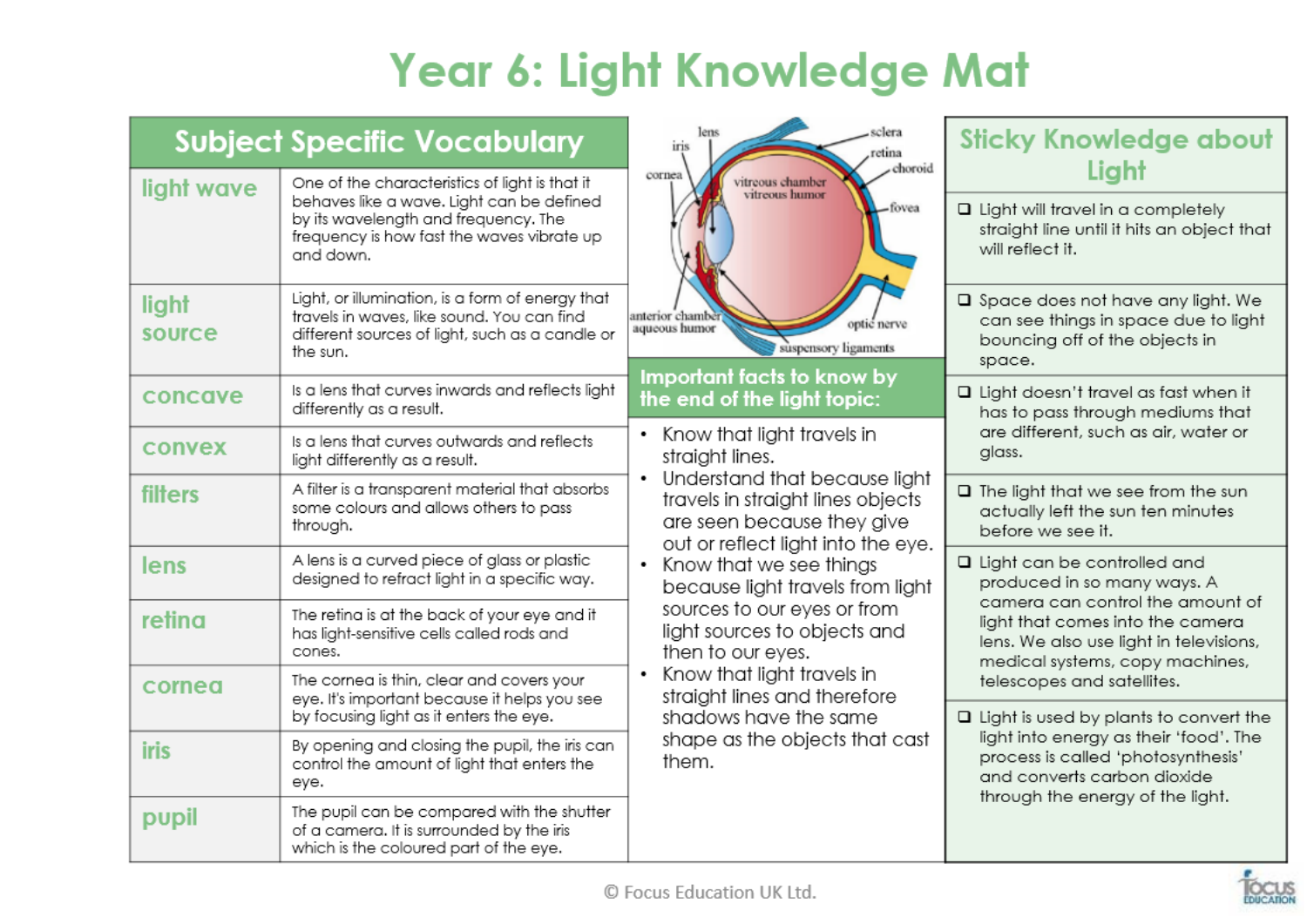# Year 6: Light Knowledge Mat

## Subject Specific Vocabulary

| | |
|---|---|
| light wave | One of the characteristics of light is that it behaves like a wave. Light can be defined by its wavelength and frequency. The frequency is how fast the waves vibrate up and down. |
| light source | Light, or illumination, is a form of energy that travels in waves, like sound. You can find different sources of light, such as a candle or the sun. |
| concave | Is a lens that curves inwards and reflects light differently as a result. |
| convex | Is a lens that curves outwards and reflects light differently as a result. |
| filters | A filter is a transparent material that absorbs some colours and allows others to pass through. |
| lens | A lens is a curved piece of glass or plastic designed to refract light in a specific way. |
| retina | The retina is at the back of your eye and it has light-sensitive cells called rods and cones. |
| cornea | The cornea is thin, clear and covers your eye. It's important because it helps you see by focusing light as it enters the eye. |
| iris | By opening and closing the pupil, the iris can control the amount of light that enters the eye. |
| pupil | The pupil can be compared with the shutter of a camera. It is surrounded by the iris which is the coloured part of the eye. |

lens
iris
sclera
retina
choroid
cornea
vitreous chamber
vitreous humor
fovea
anterior chamber
aqueous humor
optic nerve
suspensory ligaments

## Important facts to know by the end of the light topic:

- Know that light travels in straight lines.
- Understand that because light travels in straight lines objects are seen because they give out or reflect light into the eye.
- Know that we see things because light travels from light sources to our eyes or from light sources to objects and then to our eyes.
- Know that light travels in straight lines and therefore shadows have the same shape as the objects that cast them.

## Sticky Knowledge about Light

- ❑ Light will travel in a completely straight line until it hits an object that will reflect it.
- ❑ Space does not have any light. We can see things in space due to light bouncing off of the objects in space.
- ❑ Light doesn't travel as fast when it has to pass through mediums that are different, such as air, water or glass.
- ❑ The light that we see from the sun actually left the sun ten minutes before we see it.
- ❑ Light can be controlled and produced in so many ways. A camera can control the amount of light that comes into the camera lens. We also use light in televisions, medical systems, copy machines, telescopes and satellites.
- ❑ Light is used by plants to convert the light into energy as their 'food'. The process is called 'photosynthesis' and converts carbon dioxide through the energy of the light.

© Focus Education UK Ltd.